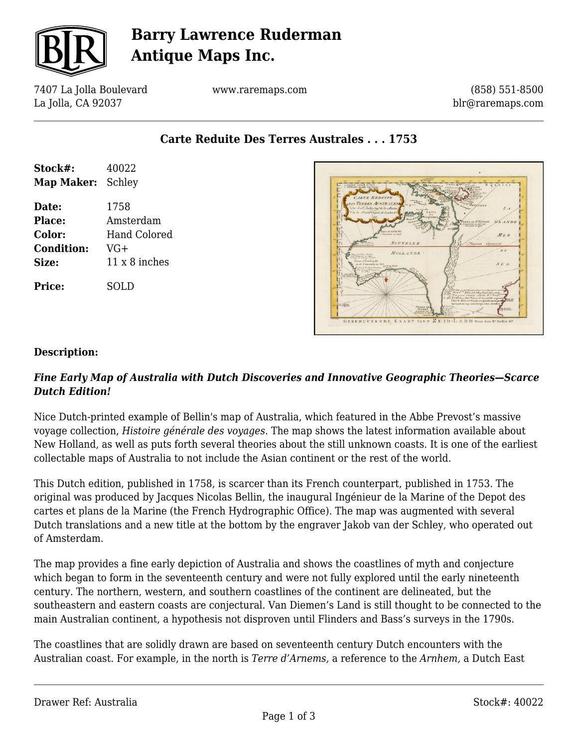# Barry Lawrence Ruderman Antique Maps Inc.

7407 La Jolla Boulevard
La Jolla, CA 92037

www.raremaps.com

(858) 551-8500
blr@raremaps.com

## Carte Reduite Des Terres Australes . . . 1753

| | |
|---|---|
| **Stock#:** | 40022 |
| **Map Maker:** | Schley |
| **Date:** | 1758 |
| **Place:** | Amsterdam |
| **Color:** | Hand Colored |
| **Condition:** | VG+ |
| **Size:** | 11 x 8 inches |
| **Price:** | SOLD |

### Description:

***Fine Early Map of Australia with Dutch Discoveries and Innovative Geographic Theories—Scarce Dutch Edition!***

Nice Dutch-printed example of Bellin's map of Australia, which featured in the Abbe Prevost's massive voyage collection, *Histoire générale des voyages*. The map shows the latest information available about New Holland, as well as puts forth several theories about the still unknown coasts. It is one of the earliest collectable maps of Australia to not include the Asian continent or the rest of the world.

This Dutch edition, published in 1758, is scarcer than its French counterpart, published in 1753. The original was produced by Jacques Nicolas Bellin, the inaugural Ingénieur de la Marine of the Depot des cartes et plans de la Marine (the French Hydrographic Office). The map was augmented with several Dutch translations and a new title at the bottom by the engraver Jakob van der Schley, who operated out of Amsterdam.

The map provides a fine early depiction of Australia and shows the coastlines of myth and conjecture which began to form in the seventeenth century and were not fully explored until the early nineteenth century. The northern, western, and southern coastlines of the continent are delineated, but the southeastern and eastern coasts are conjectural. Van Diemen's Land is still thought to be connected to the main Australian continent, a hypothesis not disproven until Flinders and Bass's surveys in the 1790s.

The coastlines that are solidly drawn are based on seventeenth century Dutch encounters with the Australian coast. For example, in the north is *Terre d'Arnems,* a reference to the *Arnhem,* a Dutch East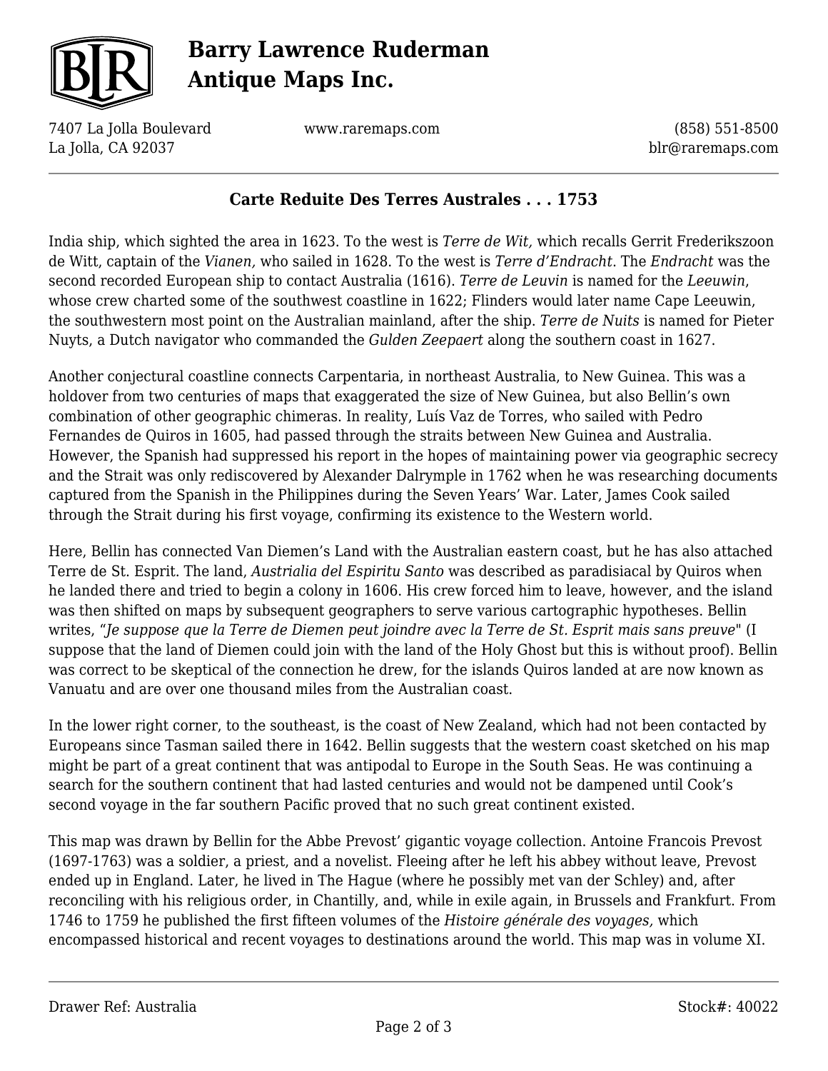## Carte Reduite Des Terres Australes . . . 1753

India ship, which sighted the area in 1623. To the west is *Terre de Wit,* which recalls Gerrit Frederikszoon de Witt, captain of the *Vianen,* who sailed in 1628. To the west is *Terre d'Endracht*. The *Endracht* was the second recorded European ship to contact Australia (1616). *Terre de Leuvin* is named for the *Leeuwin*, whose crew charted some of the southwest coastline in 1622; Flinders would later name Cape Leeuwin, the southwestern most point on the Australian mainland, after the ship. *Terre de Nuits* is named for Pieter Nuyts, a Dutch navigator who commanded the *Gulden Zeepaert* along the southern coast in 1627.

Another conjectural coastline connects Carpentaria, in northeast Australia, to New Guinea. This was a holdover from two centuries of maps that exaggerated the size of New Guinea, but also Bellin's own combination of other geographic chimeras. In reality, Luís Vaz de Torres, who sailed with Pedro Fernandes de Quiros in 1605, had passed through the straits between New Guinea and Australia. However, the Spanish had suppressed his report in the hopes of maintaining power via geographic secrecy and the Strait was only rediscovered by Alexander Dalrymple in 1762 when he was researching documents captured from the Spanish in the Philippines during the Seven Years' War. Later, James Cook sailed through the Strait during his first voyage, confirming its existence to the Western world.

Here, Bellin has connected Van Diemen's Land with the Australian eastern coast, but he has also attached Terre de St. Esprit. The land, *Austrialia del Espiritu Santo* was described as paradisiacal by Quiros when he landed there and tried to begin a colony in 1606. His crew forced him to leave, however, and the island was then shifted on maps by subsequent geographers to serve various cartographic hypotheses. Bellin writes, "*Je suppose que la Terre de Diemen peut joindre avec la Terre de St. Esprit mais sans preuve*" (I suppose that the land of Diemen could join with the land of the Holy Ghost but this is without proof). Bellin was correct to be skeptical of the connection he drew, for the islands Quiros landed at are now known as Vanuatu and are over one thousand miles from the Australian coast.

In the lower right corner, to the southeast, is the coast of New Zealand, which had not been contacted by Europeans since Tasman sailed there in 1642. Bellin suggests that the western coast sketched on his map might be part of a great continent that was antipodal to Europe in the South Seas. He was continuing a search for the southern continent that had lasted centuries and would not be dampened until Cook's second voyage in the far southern Pacific proved that no such great continent existed.

This map was drawn by Bellin for the Abbe Prevost' gigantic voyage collection. Antoine Francois Prevost (1697-1763) was a soldier, a priest, and a novelist. Fleeing after he left his abbey without leave, Prevost ended up in England. Later, he lived in The Hague (where he possibly met van der Schley) and, after reconciling with his religious order, in Chantilly, and, while in exile again, in Brussels and Frankfurt. From 1746 to 1759 he published the first fifteen volumes of the *Histoire générale des voyages,* which encompassed historical and recent voyages to destinations around the world. This map was in volume XI.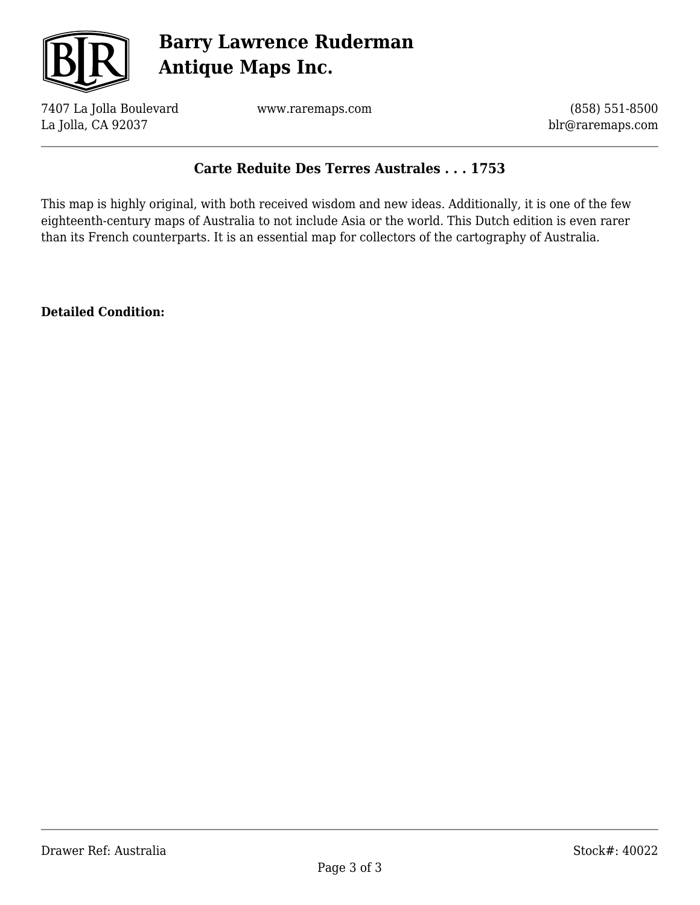## Carte Reduite Des Terres Australes . . . 1753

This map is highly original, with both received wisdom and new ideas. Additionally, it is one of the few eighteenth-century maps of Australia to not include Asia or the world. This Dutch edition is even rarer than its French counterparts. It is an essential map for collectors of the cartography of Australia.

**Detailed Condition:**